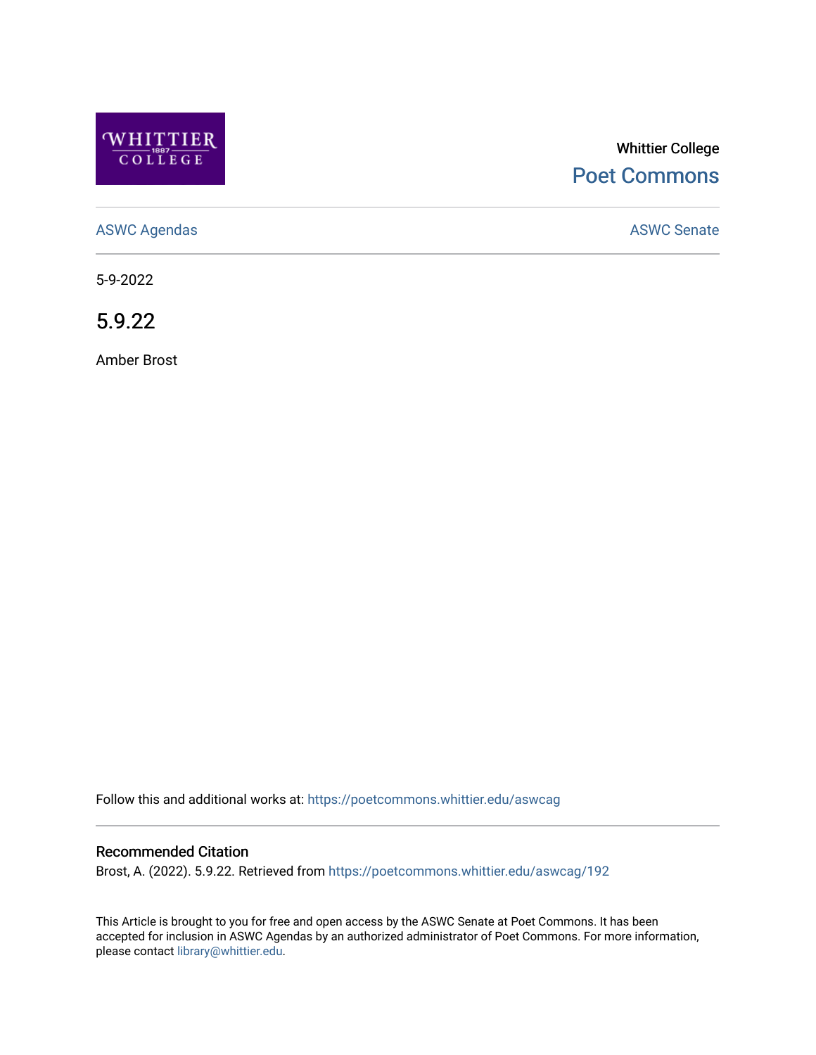Whittier College

Poet Commons

ASWC Agendas

ASWC Senate

5-9-2022

# 5.9.22

Amber Brost

Follow this and additional works at: https://poetcommons.whittier.edu/aswcag

## Recommended Citation

Brost, A. (2022). 5.9.22. Retrieved from https://poetcommons.whittier.edu/aswcag/192

This Article is brought to you for free and open access by the ASWC Senate at Poet Commons. It has been accepted for inclusion in ASWC Agendas by an authorized administrator of Poet Commons. For more information, please contact library@whittier.edu.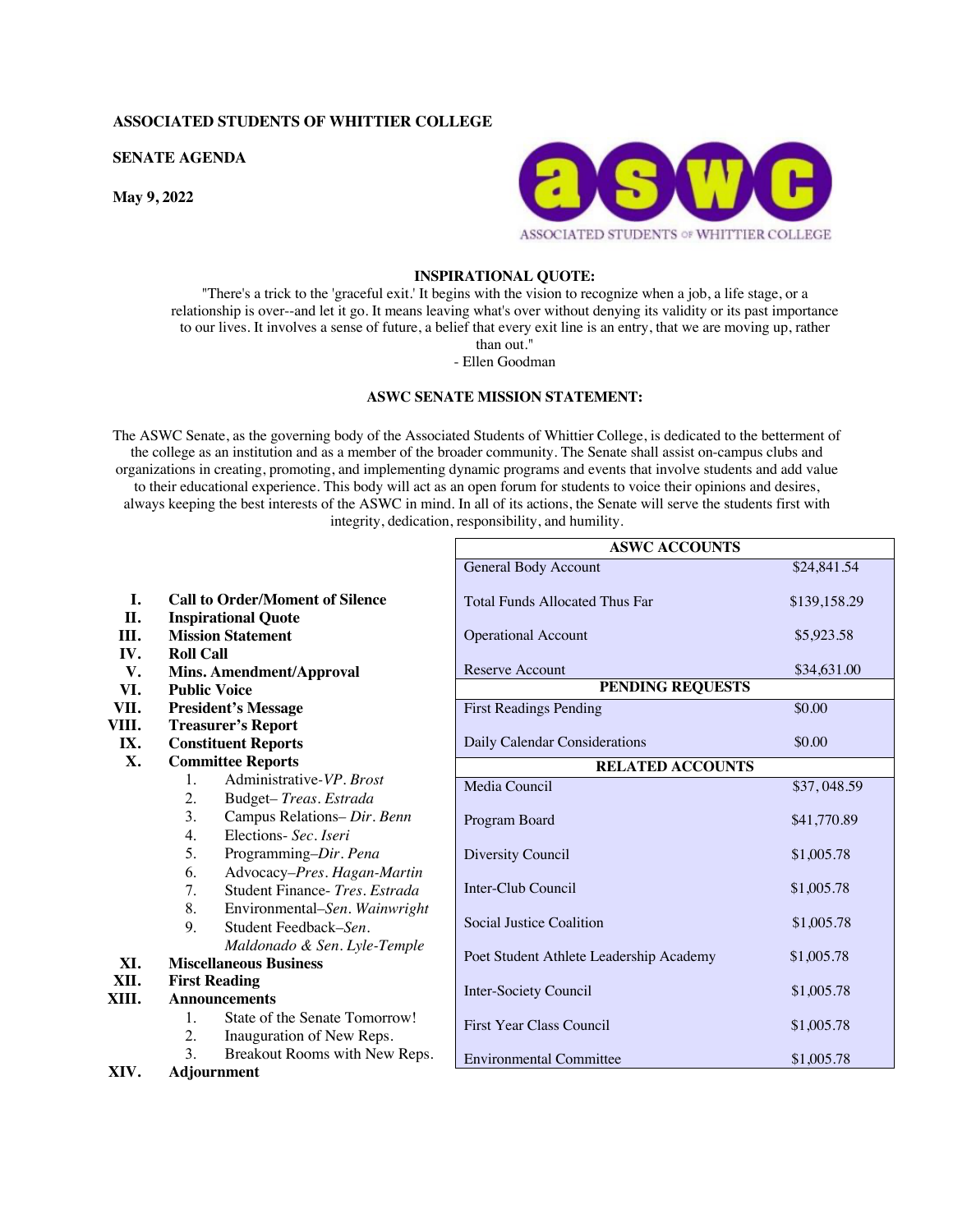**ASSOCIATED STUDENTS OF WHITTIER COLLEGE**

**SENATE AGENDA**

**May 9, 2022**

ASSOCIATED STUDENTS OF WHITTIER COLLEGE

**INSPIRATIONAL QUOTE:**

"There's a trick to the 'graceful exit.' It begins with the vision to recognize when a job, a life stage, or a relationship is over--and let it go. It means leaving what's over without denying its validity or its past importance to our lives. It involves a sense of future, a belief that every exit line is an entry, that we are moving up, rather than out."

- Ellen Goodman

**ASWC SENATE MISSION STATEMENT:**

The ASWC Senate, as the governing body of the Associated Students of Whittier College, is dedicated to the betterment of the college as an institution and as a member of the broader community. The Senate shall assist on-campus clubs and organizations in creating, promoting, and implementing dynamic programs and events that involve students and add value to their educational experience. This body will act as an open forum for students to voice their opinions and desires, always keeping the best interests of the ASWC in mind. In all of its actions, the Senate will serve the students first with integrity, dedication, responsibility, and humility.

- **I. Call to Order/Moment of Silence**
- **II. Inspirational Quote**
- **III. Mission Statement**
- **IV. Roll Call**
- **V. Mins. Amendment/Approval**
- **VI. Public Voice**
- **VII. President's Message**
- **VIII. Treasurer's Report**
- **IX. Constituent Reports**
- **X. Committee Reports**
  1. Administrative-*VP. Brost*
  2. Budget– *Treas. Estrada*
  3. Campus Relations– *Dir. Benn*
  4. Elections- *Sec. Iseri*
  5. Programming–*Dir. Pena*
  6. Advocacy–*Pres. Hagan-Martin*
  7. Student Finance- *Tres. Estrada*
  8. Environmental–*Sen. Wainwright*
  9. Student Feedback–*Sen. Maldonado & Sen. Lyle-Temple*
- **XI. Miscellaneous Business**
- **XII. First Reading**
- **XIII. Announcements**
  1. State of the Senate Tomorrow!
  2. Inauguration of New Reps.
  3. Breakout Rooms with New Reps.
- **XIV. Adjournment**

| ASWC ACCOUNTS | |
|---|---|
| General Body Account | $24,841.54 |
| Total Funds Allocated Thus Far | $139,158.29 |
| Operational Account | $5,923.58 |
| Reserve Account | $34,631.00 |
| **PENDING REQUESTS** | |
| First Readings Pending | $0.00 |
| Daily Calendar Considerations | $0.00 |
| **RELATED ACCOUNTS** | |
| Media Council | $37, 048.59 |
| Program Board | $41,770.89 |
| Diversity Council | $1,005.78 |
| Inter-Club Council | $1,005.78 |
| Social Justice Coalition | $1,005.78 |
| Poet Student Athlete Leadership Academy | $1,005.78 |
| Inter-Society Council | $1,005.78 |
| First Year Class Council | $1,005.78 |
| Environmental Committee | $1,005.78 |